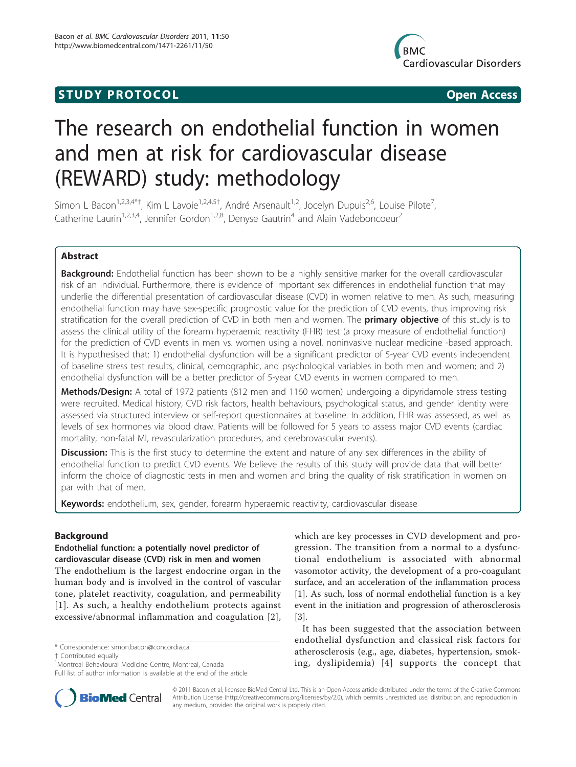STUDY PROTOCOL Open Access

# The research on endothelial function in women and men at risk for cardiovascular disease (REWARD) study: methodology

Simon L Bacon[1,2,3,4*†], Kim L Lavoie[1,2,4,5†], André Arsenault[1,2], Jocelyn Dupuis[2,6], Louise Pilote[7], Catherine Laurin[1,2,3,4], Jennifer Gordon[1,2,8], Denyse Gautrin[4] and Alain Vadeboncoeur[2]

## Abstract

**Background:** Endothelial function has been shown to be a highly sensitive marker for the overall cardiovascular risk of an individual. Furthermore, there is evidence of important sex differences in endothelial function that may underlie the differential presentation of cardiovascular disease (CVD) in women relative to men. As such, measuring endothelial function may have sex-specific prognostic value for the prediction of CVD events, thus improving risk stratification for the overall prediction of CVD in both men and women. The **primary objective** of this study is to assess the clinical utility of the forearm hyperaemic reactivity (FHR) test (a proxy measure of endothelial function) for the prediction of CVD events in men vs. women using a novel, noninvasive nuclear medicine -based approach. It is hypothesised that: 1) endothelial dysfunction will be a significant predictor of 5-year CVD events independent of baseline stress test results, clinical, demographic, and psychological variables in both men and women; and 2) endothelial dysfunction will be a better predictor of 5-year CVD events in women compared to men.

**Methods/Design:** A total of 1972 patients (812 men and 1160 women) undergoing a dipyridamole stress testing were recruited. Medical history, CVD risk factors, health behaviours, psychological status, and gender identity were assessed via structured interview or self-report questionnaires at baseline. In addition, FHR was assessed, as well as levels of sex hormones via blood draw. Patients will be followed for 5 years to assess major CVD events (cardiac mortality, non-fatal MI, revascularization procedures, and cerebrovascular events).

**Discussion:** This is the first study to determine the extent and nature of any sex differences in the ability of endothelial function to predict CVD events. We believe the results of this study will provide data that will better inform the choice of diagnostic tests in men and women and bring the quality of risk stratification in women on par with that of men.

**Keywords:** endothelium, sex, gender, forearm hyperaemic reactivity, cardiovascular disease

## Background

### Endothelial function: a potentially novel predictor of cardiovascular disease (CVD) risk in men and women

The endothelium is the largest endocrine organ in the human body and is involved in the control of vascular tone, platelet reactivity, coagulation, and permeability [1]. As such, a healthy endothelium protects against excessive/abnormal inflammation and coagulation [2], which are key processes in CVD development and progression. The transition from a normal to a dysfunctional endothelium is associated with abnormal vasomotor activity, the development of a pro-coagulant surface, and an acceleration of the inflammation process [1]. As such, loss of normal endothelial function is a key event in the initiation and progression of atherosclerosis [3].

It has been suggested that the association between endothelial dysfunction and classical risk factors for atherosclerosis (e.g., age, diabetes, hypertension, smoking, dyslipidemia) [4] supports the concept that

\* Correspondence: simon.bacon@concordia.ca
† Contributed equally
[1]Montreal Behavioural Medicine Centre, Montreal, Canada
Full list of author information is available at the end of the article

© 2011 Bacon et al; licensee BioMed Central Ltd. This is an Open Access article distributed under the terms of the Creative Commons Attribution License (http://creativecommons.org/licenses/by/2.0), which permits unrestricted use, distribution, and reproduction in any medium, provided the original work is properly cited.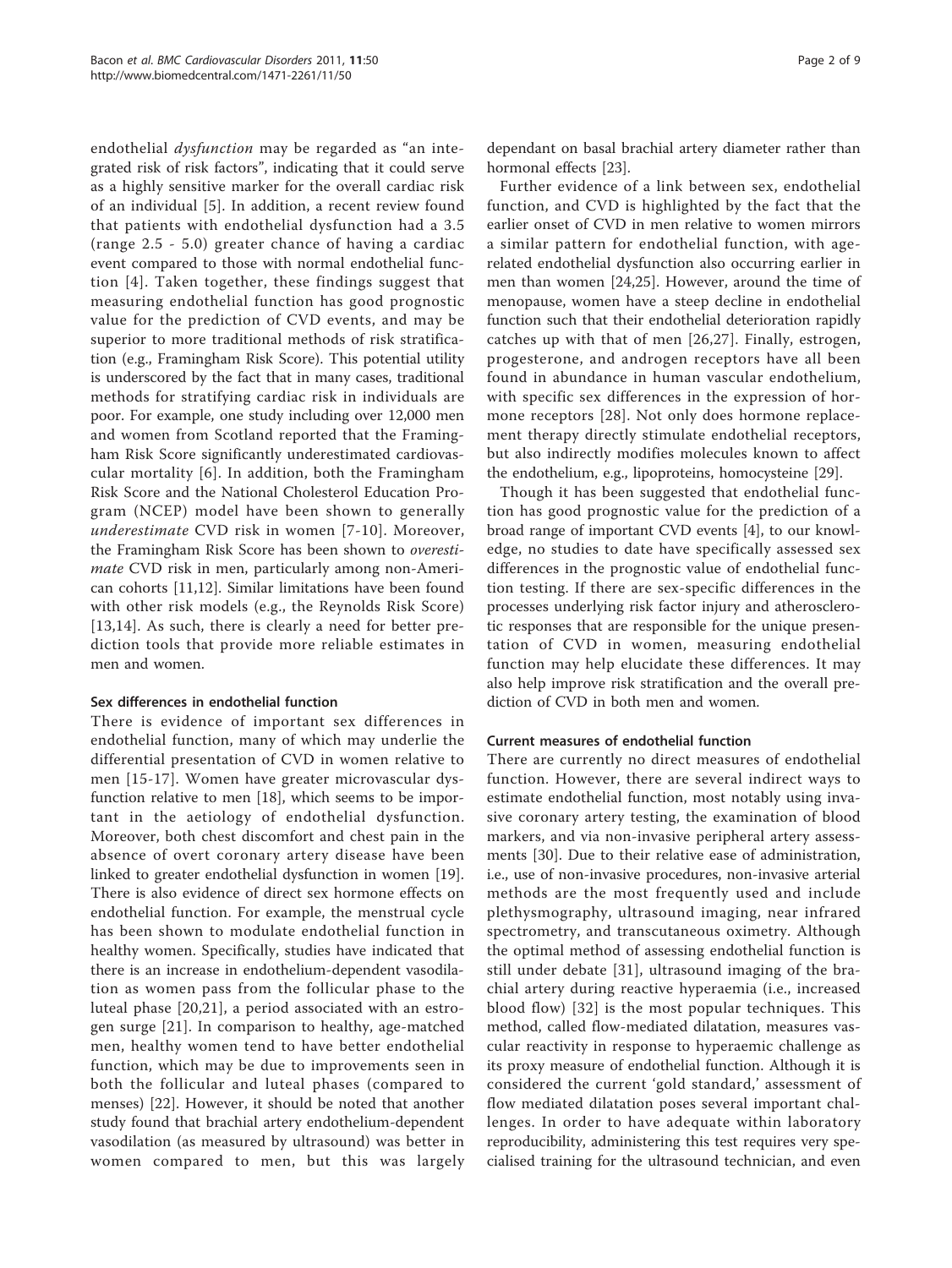endothelial *dysfunction* may be regarded as "an integrated risk of risk factors", indicating that it could serve as a highly sensitive marker for the overall cardiac risk of an individual [5]. In addition, a recent review found that patients with endothelial dysfunction had a 3.5 (range 2.5 - 5.0) greater chance of having a cardiac event compared to those with normal endothelial function [4]. Taken together, these findings suggest that measuring endothelial function has good prognostic value for the prediction of CVD events, and may be superior to more traditional methods of risk stratification (e.g., Framingham Risk Score). This potential utility is underscored by the fact that in many cases, traditional methods for stratifying cardiac risk in individuals are poor. For example, one study including over 12,000 men and women from Scotland reported that the Framingham Risk Score significantly underestimated cardiovascular mortality [6]. In addition, both the Framingham Risk Score and the National Cholesterol Education Program (NCEP) model have been shown to generally *underestimate* CVD risk in women [7-10]. Moreover, the Framingham Risk Score has been shown to *overestimate* CVD risk in men, particularly among non-American cohorts [11,12]. Similar limitations have been found with other risk models (e.g., the Reynolds Risk Score) [13,14]. As such, there is clearly a need for better prediction tools that provide more reliable estimates in men and women.

### Sex differences in endothelial function

There is evidence of important sex differences in endothelial function, many of which may underlie the differential presentation of CVD in women relative to men [15-17]. Women have greater microvascular dysfunction relative to men [18], which seems to be important in the aetiology of endothelial dysfunction. Moreover, both chest discomfort and chest pain in the absence of overt coronary artery disease have been linked to greater endothelial dysfunction in women [19]. There is also evidence of direct sex hormone effects on endothelial function. For example, the menstrual cycle has been shown to modulate endothelial function in healthy women. Specifically, studies have indicated that there is an increase in endothelium-dependent vasodilation as women pass from the follicular phase to the luteal phase [20,21], a period associated with an estrogen surge [21]. In comparison to healthy, age-matched men, healthy women tend to have better endothelial function, which may be due to improvements seen in both the follicular and luteal phases (compared to menses) [22]. However, it should be noted that another study found that brachial artery endothelium-dependent vasodilation (as measured by ultrasound) was better in women compared to men, but this was largely dependant on basal brachial artery diameter rather than hormonal effects [23].

Further evidence of a link between sex, endothelial function, and CVD is highlighted by the fact that the earlier onset of CVD in men relative to women mirrors a similar pattern for endothelial function, with age-related endothelial dysfunction also occurring earlier in men than women [24,25]. However, around the time of menopause, women have a steep decline in endothelial function such that their endothelial deterioration rapidly catches up with that of men [26,27]. Finally, estrogen, progesterone, and androgen receptors have all been found in abundance in human vascular endothelium, with specific sex differences in the expression of hormone receptors [28]. Not only does hormone replacement therapy directly stimulate endothelial receptors, but also indirectly modifies molecules known to affect the endothelium, e.g., lipoproteins, homocysteine [29].

Though it has been suggested that endothelial function has good prognostic value for the prediction of a broad range of important CVD events [4], to our knowledge, no studies to date have specifically assessed sex differences in the prognostic value of endothelial function testing. If there are sex-specific differences in the processes underlying risk factor injury and atherosclerotic responses that are responsible for the unique presentation of CVD in women, measuring endothelial function may help elucidate these differences. It may also help improve risk stratification and the overall prediction of CVD in both men and women.

### Current measures of endothelial function

There are currently no direct measures of endothelial function. However, there are several indirect ways to estimate endothelial function, most notably using invasive coronary artery testing, the examination of blood markers, and via non-invasive peripheral artery assessments [30]. Due to their relative ease of administration, i.e., use of non-invasive procedures, non-invasive arterial methods are the most frequently used and include plethysmography, ultrasound imaging, near infrared spectrometry, and transcutaneous oximetry. Although the optimal method of assessing endothelial function is still under debate [31], ultrasound imaging of the brachial artery during reactive hyperaemia (i.e., increased blood flow) [32] is the most popular techniques. This method, called flow-mediated dilatation, measures vascular reactivity in response to hyperaemic challenge as its proxy measure of endothelial function. Although it is considered the current 'gold standard,' assessment of flow mediated dilatation poses several important challenges. In order to have adequate within laboratory reproducibility, administering this test requires very specialised training for the ultrasound technician, and even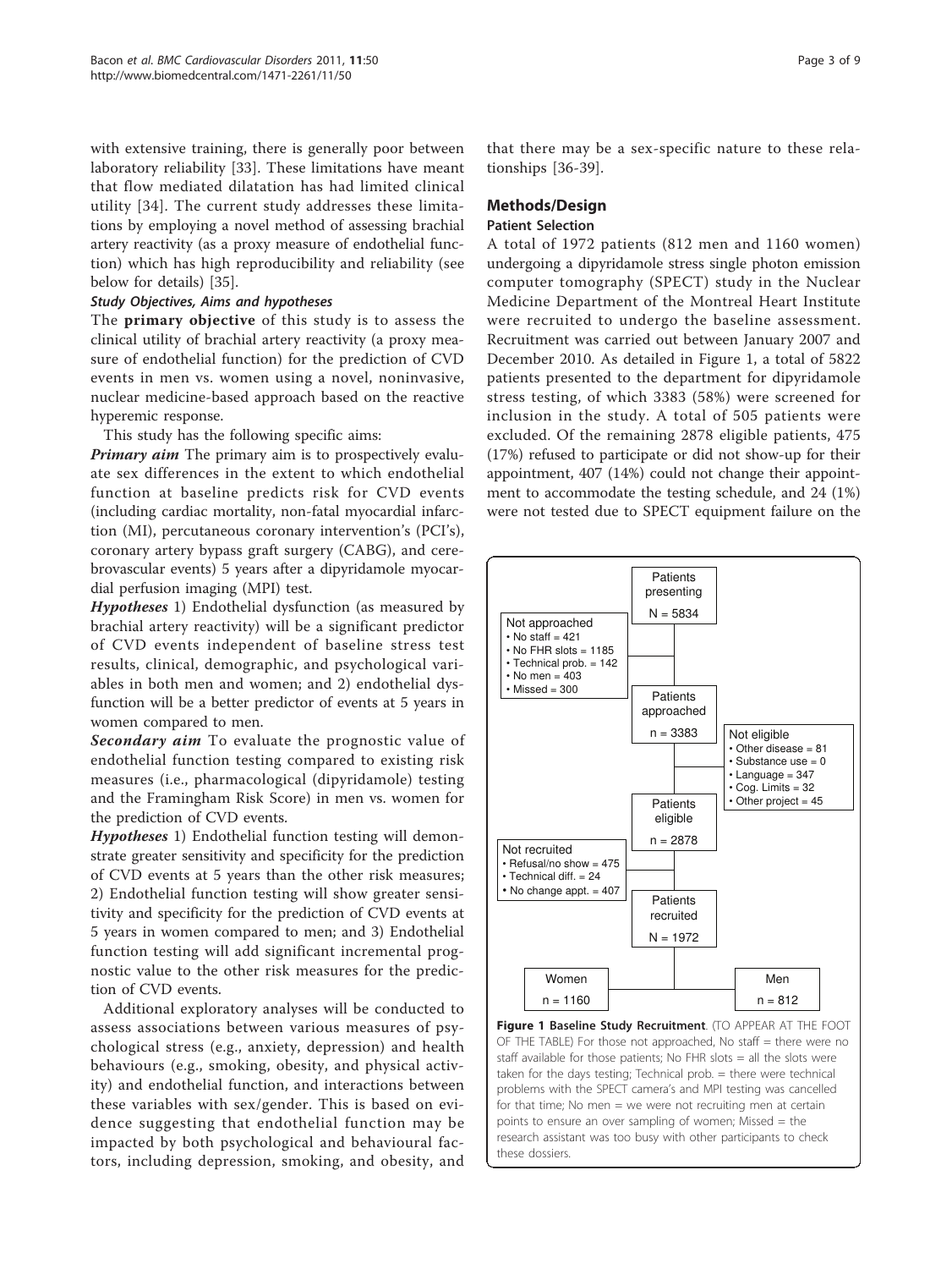with extensive training, there is generally poor between laboratory reliability [33]. These limitations have meant that flow mediated dilatation has had limited clinical utility [34]. The current study addresses these limitations by employing a novel method of assessing brachial artery reactivity (as a proxy measure of endothelial function) which has high reproducibility and reliability (see below for details) [35].

### *Study Objectives, Aims and hypotheses*

The **primary objective** of this study is to assess the clinical utility of brachial artery reactivity (a proxy measure of endothelial function) for the prediction of CVD events in men vs. women using a novel, noninvasive, nuclear medicine-based approach based on the reactive hyperemic response.

This study has the following specific aims:

***Primary aim*** The primary aim is to prospectively evaluate sex differences in the extent to which endothelial function at baseline predicts risk for CVD events (including cardiac mortality, non-fatal myocardial infarction (MI), percutaneous coronary intervention's (PCI's), coronary artery bypass graft surgery (CABG), and cerebrovascular events) 5 years after a dipyridamole myocardial perfusion imaging (MPI) test.

***Hypotheses*** 1) Endothelial dysfunction (as measured by brachial artery reactivity) will be a significant predictor of CVD events independent of baseline stress test results, clinical, demographic, and psychological variables in both men and women; and 2) endothelial dysfunction will be a better predictor of events at 5 years in women compared to men.

***Secondary aim*** To evaluate the prognostic value of endothelial function testing compared to existing risk measures (i.e., pharmacological (dipyridamole) testing and the Framingham Risk Score) in men vs. women for the prediction of CVD events.

***Hypotheses*** 1) Endothelial function testing will demonstrate greater sensitivity and specificity for the prediction of CVD events at 5 years than the other risk measures; 2) Endothelial function testing will show greater sensitivity and specificity for the prediction of CVD events at 5 years in women compared to men; and 3) Endothelial function testing will add significant incremental prognostic value to the other risk measures for the prediction of CVD events.

Additional exploratory analyses will be conducted to assess associations between various measures of psychological stress (e.g., anxiety, depression) and health behaviours (e.g., smoking, obesity, and physical activity) and endothelial function, and interactions between these variables with sex/gender. This is based on evidence suggesting that endothelial function may be impacted by both psychological and behavioural factors, including depression, smoking, and obesity, and that there may be a sex-specific nature to these relationships [36-39].

## Methods/Design

### Patient Selection

A total of 1972 patients (812 men and 1160 women) undergoing a dipyridamole stress single photon emission computer tomography (SPECT) study in the Nuclear Medicine Department of the Montreal Heart Institute were recruited to undergo the baseline assessment. Recruitment was carried out between January 2007 and December 2010. As detailed in Figure 1, a total of 5822 patients presented to the department for dipyridamole stress testing, of which 3383 (58%) were screened for inclusion in the study. A total of 505 patients were excluded. Of the remaining 2878 eligible patients, 475 (17%) refused to participate or did not show-up for their appointment, 407 (14%) could not change their appointment to accommodate the testing schedule, and 24 (1%) were not tested due to SPECT equipment failure on the

Patients presenting N = 5834

Not approached
- No staff = 421
- No FHR slots = 1185
- Technical prob. = 142
- No men = 403
- Missed = 300

Patients approached n = 3383

Not eligible
- Other disease = 81
- Substance use = 0
- Language = 347
- Cog. Limits = 32
- Other project = 45

Patients eligible n = 2878

Not recruited
- Refusal/no show = 475
- Technical diff. = 24
- No change appt. = 407

Patients recruited N = 1972

Women n = 1160 | Men n = 812

**Figure 1 Baseline Study Recruitment**. (TO APPEAR AT THE FOOT OF THE TABLE) For those not approached, No staff = there were no staff available for those patients; No FHR slots = all the slots were taken for the days testing; Technical prob. = there were technical problems with the SPECT camera's and MPI testing was cancelled for that time; No men = we were not recruiting men at certain points to ensure an over sampling of women; Missed = the research assistant was too busy with other participants to check these dossiers.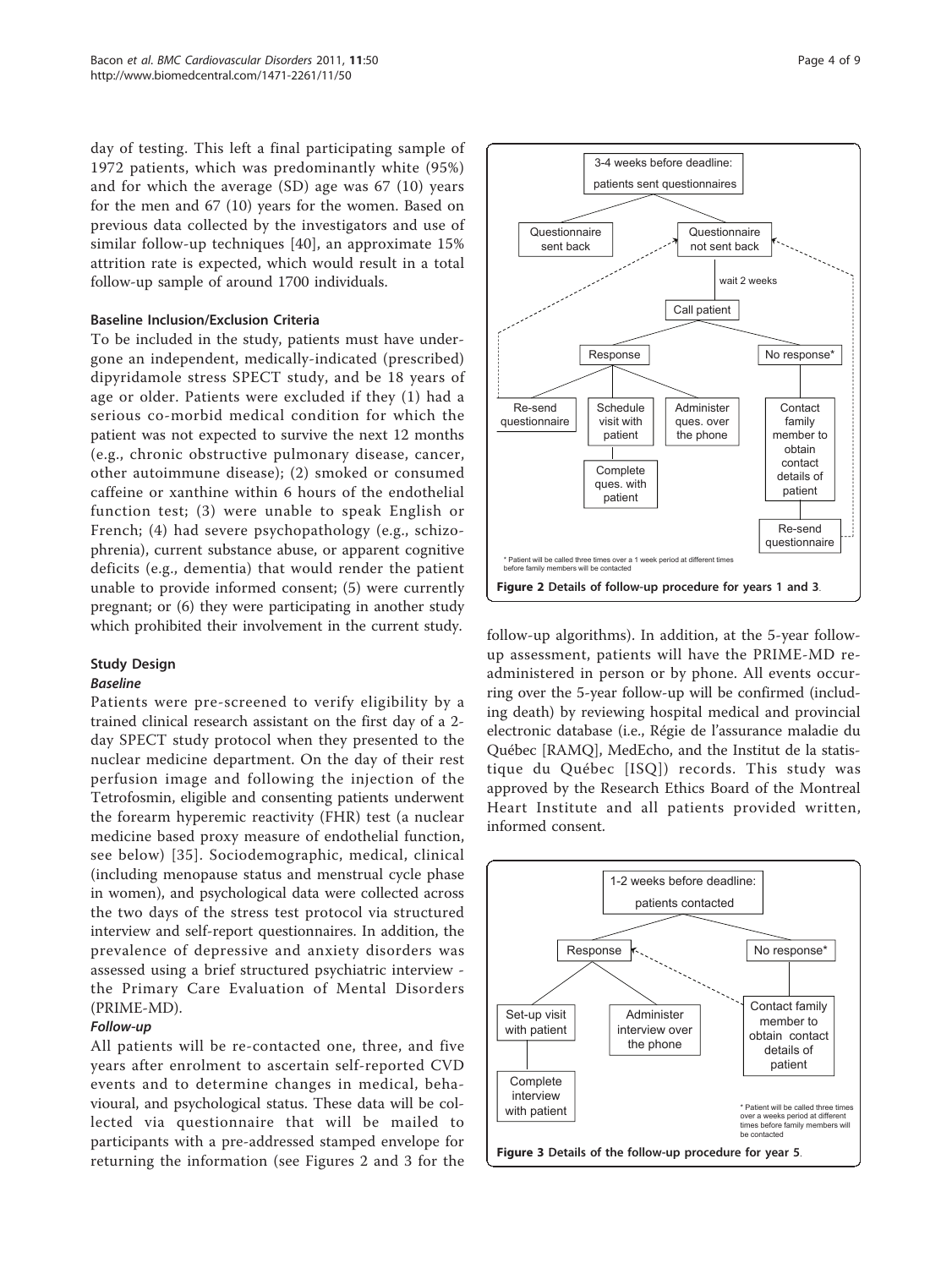day of testing. This left a final participating sample of 1972 patients, which was predominantly white (95%) and for which the average (SD) age was 67 (10) years for the men and 67 (10) years for the women. Based on previous data collected by the investigators and use of similar follow-up techniques [40], an approximate 15% attrition rate is expected, which would result in a total follow-up sample of around 1700 individuals.

### Baseline Inclusion/Exclusion Criteria

To be included in the study, patients must have undergone an independent, medically-indicated (prescribed) dipyridamole stress SPECT study, and be 18 years of age or older. Patients were excluded if they (1) had a serious co-morbid medical condition for which the patient was not expected to survive the next 12 months (e.g., chronic obstructive pulmonary disease, cancer, other autoimmune disease); (2) smoked or consumed caffeine or xanthine within 6 hours of the endothelial function test; (3) were unable to speak English or French; (4) had severe psychopathology (e.g., schizophrenia), current substance abuse, or apparent cognitive deficits (e.g., dementia) that would render the patient unable to provide informed consent; (5) were currently pregnant; or (6) they were participating in another study which prohibited their involvement in the current study.

### Study Design

#### *Baseline*

Patients were pre-screened to verify eligibility by a trained clinical research assistant on the first day of a 2-day SPECT study protocol when they presented to the nuclear medicine department. On the day of their rest perfusion image and following the injection of the Tetrofosmin, eligible and consenting patients underwent the forearm hyperemic reactivity (FHR) test (a nuclear medicine based proxy measure of endothelial function, see below) [35]. Sociodemographic, medical, clinical (including menopause status and menstrual cycle phase in women), and psychological data were collected across the two days of the stress test protocol via structured interview and self-report questionnaires. In addition, the prevalence of depressive and anxiety disorders was assessed using a brief structured psychiatric interview - the Primary Care Evaluation of Mental Disorders (PRIME-MD).

#### *Follow-up*

All patients will be re-contacted one, three, and five years after enrolment to ascertain self-reported CVD events and to determine changes in medical, behavioural, and psychological status. These data will be collected via questionnaire that will be mailed to participants with a pre-addressed stamped envelope for returning the information (see Figures 2 and 3 for the follow-up algorithms). In addition, at the 5-year follow-up assessment, patients will have the PRIME-MD re-administered in person or by phone. All events occurring over the 5-year follow-up will be confirmed (including death) by reviewing hospital medical and provincial electronic database (i.e., Régie de l'assurance maladie du Québec [RAMQ], MedEcho, and the Institut de la statistique du Québec [ISQ]) records. This study was approved by the Research Ethics Board of the Montreal Heart Institute and all patients provided written, informed consent.

3-4 weeks before deadline: patients sent questionnaires → Questionnaire sent back / Questionnaire not sent back → wait 2 weeks → Call patient → Response (Re-send questionnaire; Schedule visit with patient → Complete ques. with patient; Administer ques. over the phone) / No response* (Contact family member to obtain contact details of patient → Re-send questionnaire)

\* Patient will be called three times over a 1 week period at different times before family members will be contacted

**Figure 2 Details of follow-up procedure for years 1 and 3**.

1-2 weeks before deadline: patients contacted → Response (Set-up visit with patient → Complete interview with patient; Administer interview over the phone) / No response* (Contact family member to obtain contact details of patient)

\* Patient will be called three times over a weeks period at different times before family members will be contacted

**Figure 3 Details of the follow-up procedure for year 5**.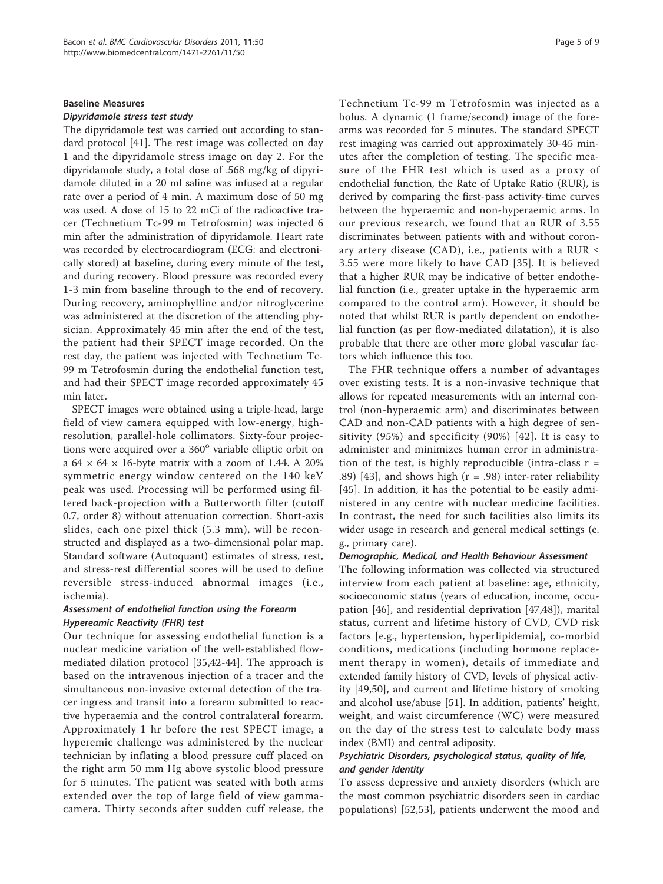### Baseline Measures

#### *Dipyridamole stress test study*

The dipyridamole test was carried out according to standard protocol [41]. The rest image was collected on day 1 and the dipyridamole stress image on day 2. For the dipyridamole study, a total dose of .568 mg/kg of dipyridamole diluted in a 20 ml saline was infused at a regular rate over a period of 4 min. A maximum dose of 50 mg was used. A dose of 15 to 22 mCi of the radioactive tracer (Technetium Tc-99 m Tetrofosmin) was injected 6 min after the administration of dipyridamole. Heart rate was recorded by electrocardiogram (ECG: and electronically stored) at baseline, during every minute of the test, and during recovery. Blood pressure was recorded every 1-3 min from baseline through to the end of recovery. During recovery, aminophylline and/or nitroglycerine was administered at the discretion of the attending physician. Approximately 45 min after the end of the test, the patient had their SPECT image recorded. On the rest day, the patient was injected with Technetium Tc-99 m Tetrofosmin during the endothelial function test, and had their SPECT image recorded approximately 45 min later.

SPECT images were obtained using a triple-head, large field of view camera equipped with low-energy, high-resolution, parallel-hole collimators. Sixty-four projections were acquired over a 360° variable elliptic orbit on a 64 × 64 × 16-byte matrix with a zoom of 1.44. A 20% symmetric energy window centered on the 140 keV peak was used. Processing will be performed using filtered back-projection with a Butterworth filter (cutoff 0.7, order 8) without attenuation correction. Short-axis slides, each one pixel thick (5.3 mm), will be reconstructed and displayed as a two-dimensional polar map. Standard software (Autoquant) estimates of stress, rest, and stress-rest differential scores will be used to define reversible stress-induced abnormal images (i.e., ischemia).

#### *Assessment of endothelial function using the Forearm Hypereamic Reactivity (FHR) test*

Our technique for assessing endothelial function is a nuclear medicine variation of the well-established flow-mediated dilation protocol [35,42-44]. The approach is based on the intravenous injection of a tracer and the simultaneous non-invasive external detection of the tracer ingress and transit into a forearm submitted to reactive hyperaemia and the control contralateral forearm. Approximately 1 hr before the rest SPECT image, a hyperemic challenge was administered by the nuclear technician by inflating a blood pressure cuff placed on the right arm 50 mm Hg above systolic blood pressure for 5 minutes. The patient was seated with both arms extended over the top of large field of view gamma-camera. Thirty seconds after sudden cuff release, the Technetium Tc-99 m Tetrofosmin was injected as a bolus. A dynamic (1 frame/second) image of the forearms was recorded for 5 minutes. The standard SPECT rest imaging was carried out approximately 30-45 minutes after the completion of testing. The specific measure of the FHR test which is used as a proxy of endothelial function, the Rate of Uptake Ratio (RUR), is derived by comparing the first-pass activity-time curves between the hyperaemic and non-hyperaemic arms. In our previous research, we found that an RUR of 3.55 discriminates between patients with and without coronary artery disease (CAD), i.e., patients with a RUR ≤ 3.55 were more likely to have CAD [35]. It is believed that a higher RUR may be indicative of better endothelial function (i.e., greater uptake in the hyperaemic arm compared to the control arm). However, it should be noted that whilst RUR is partly dependent on endothelial function (as per flow-mediated dilatation), it is also probable that there are other more global vascular factors which influence this too.

The FHR technique offers a number of advantages over existing tests. It is a non-invasive technique that allows for repeated measurements with an internal control (non-hyperaemic arm) and discriminates between CAD and non-CAD patients with a high degree of sensitivity (95%) and specificity (90%) [42]. It is easy to administer and minimizes human error in administration of the test, is highly reproducible (intra-class $r = .89$) [43], and shows high ($r = .98$) inter-rater reliability [45]. In addition, it has the potential to be easily administered in any centre with nuclear medicine facilities. In contrast, the need for such facilities also limits its wider usage in research and general medical settings (e.g., primary care).

#### *Demographic, Medical, and Health Behaviour Assessment*

The following information was collected via structured interview from each patient at baseline: age, ethnicity, socioeconomic status (years of education, income, occupation [46], and residential deprivation [47,48]), marital status, current and lifetime history of CVD, CVD risk factors [e.g., hypertension, hyperlipidemia], co-morbid conditions, medications (including hormone replacement therapy in women), details of immediate and extended family history of CVD, levels of physical activity [49,50], and current and lifetime history of smoking and alcohol use/abuse [51]. In addition, patients' height, weight, and waist circumference (WC) were measured on the day of the stress test to calculate body mass index (BMI) and central adiposity.

#### *Psychiatric Disorders, psychological status, quality of life, and gender identity*

To assess depressive and anxiety disorders (which are the most common psychiatric disorders seen in cardiac populations) [52,53], patients underwent the mood and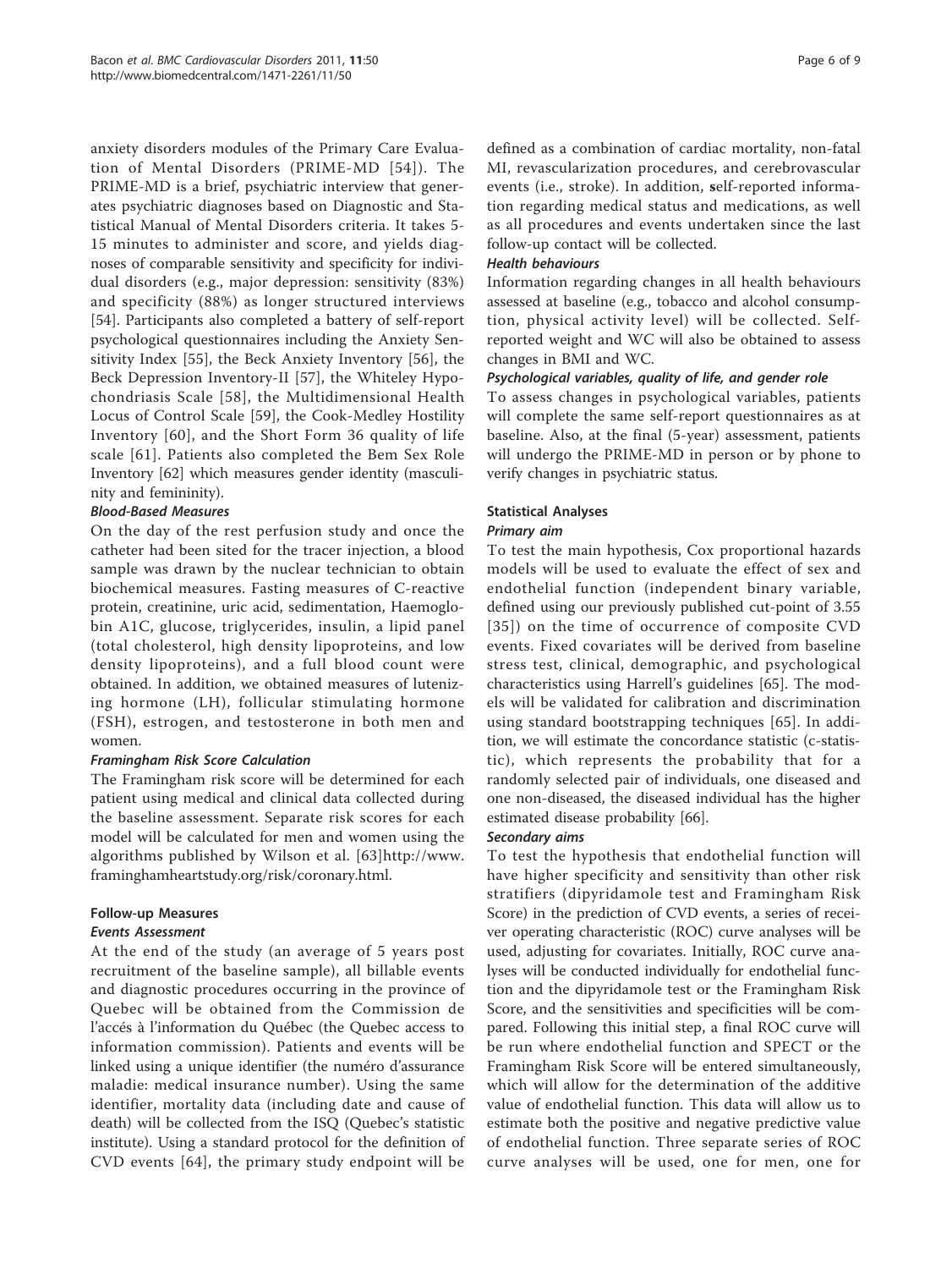anxiety disorders modules of the Primary Care Evaluation of Mental Disorders (PRIME-MD [54]). The PRIME-MD is a brief, psychiatric interview that generates psychiatric diagnoses based on Diagnostic and Statistical Manual of Mental Disorders criteria. It takes 5-15 minutes to administer and score, and yields diagnoses of comparable sensitivity and specificity for individual disorders (e.g., major depression: sensitivity (83%) and specificity (88%) as longer structured interviews [54]. Participants also completed a battery of self-report psychological questionnaires including the Anxiety Sensitivity Index [55], the Beck Anxiety Inventory [56], the Beck Depression Inventory-II [57], the Whiteley Hypochondriasis Scale [58], the Multidimensional Health Locus of Control Scale [59], the Cook-Medley Hostility Inventory [60], and the Short Form 36 quality of life scale [61]. Patients also completed the Bem Sex Role Inventory [62] which measures gender identity (masculinity and femininity).

#### Blood-Based Measures

On the day of the rest perfusion study and once the catheter had been sited for the tracer injection, a blood sample was drawn by the nuclear technician to obtain biochemical measures. Fasting measures of C-reactive protein, creatinine, uric acid, sedimentation, Haemoglobin A1C, glucose, triglycerides, insulin, a lipid panel (total cholesterol, high density lipoproteins, and low density lipoproteins), and a full blood count were obtained. In addition, we obtained measures of lutenizing hormone (LH), follicular stimulating hormone (FSH), estrogen, and testosterone in both men and women.

#### Framingham Risk Score Calculation

The Framingham risk score will be determined for each patient using medical and clinical data collected during the baseline assessment. Separate risk scores for each model will be calculated for men and women using the algorithms published by Wilson et al. [63]http://www.framinghamheartstudy.org/risk/coronary.html.

### Follow-up Measures

#### Events Assessment

At the end of the study (an average of 5 years post recruitment of the baseline sample), all billable events and diagnostic procedures occurring in the province of Quebec will be obtained from the Commission de l'accés à l'information du Québec (the Quebec access to information commission). Patients and events will be linked using a unique identifier (the numéro d'assurance maladie: medical insurance number). Using the same identifier, mortality data (including date and cause of death) will be collected from the ISQ (Quebec's statistic institute). Using a standard protocol for the definition of CVD events [64], the primary study endpoint will be defined as a combination of cardiac mortality, non-fatal MI, revascularization procedures, and cerebrovascular events (i.e., stroke). In addition, self-reported information regarding medical status and medications, as well as all procedures and events undertaken since the last follow-up contact will be collected.

#### Health behaviours

Information regarding changes in all health behaviours assessed at baseline (e.g., tobacco and alcohol consumption, physical activity level) will be collected. Self-reported weight and WC will also be obtained to assess changes in BMI and WC.

#### Psychological variables, quality of life, and gender role

To assess changes in psychological variables, patients will complete the same self-report questionnaires as at baseline. Also, at the final (5-year) assessment, patients will undergo the PRIME-MD in person or by phone to verify changes in psychiatric status.

### Statistical Analyses

#### Primary aim

To test the main hypothesis, Cox proportional hazards models will be used to evaluate the effect of sex and endothelial function (independent binary variable, defined using our previously published cut-point of 3.55 [35]) on the time of occurrence of composite CVD events. Fixed covariates will be derived from baseline stress test, clinical, demographic, and psychological characteristics using Harrell's guidelines [65]. The models will be validated for calibration and discrimination using standard bootstrapping techniques [65]. In addition, we will estimate the concordance statistic (c-statistic), which represents the probability that for a randomly selected pair of individuals, one diseased and one non-diseased, the diseased individual has the higher estimated disease probability [66].

#### Secondary aims

To test the hypothesis that endothelial function will have higher specificity and sensitivity than other risk stratifiers (dipyridamole test and Framingham Risk Score) in the prediction of CVD events, a series of receiver operating characteristic (ROC) curve analyses will be used, adjusting for covariates. Initially, ROC curve analyses will be conducted individually for endothelial function and the dipyridamole test or the Framingham Risk Score, and the sensitivities and specificities will be compared. Following this initial step, a final ROC curve will be run where endothelial function and SPECT or the Framingham Risk Score will be entered simultaneously, which will allow for the determination of the additive value of endothelial function. This data will allow us to estimate both the positive and negative predictive value of endothelial function. Three separate series of ROC curve analyses will be used, one for men, one for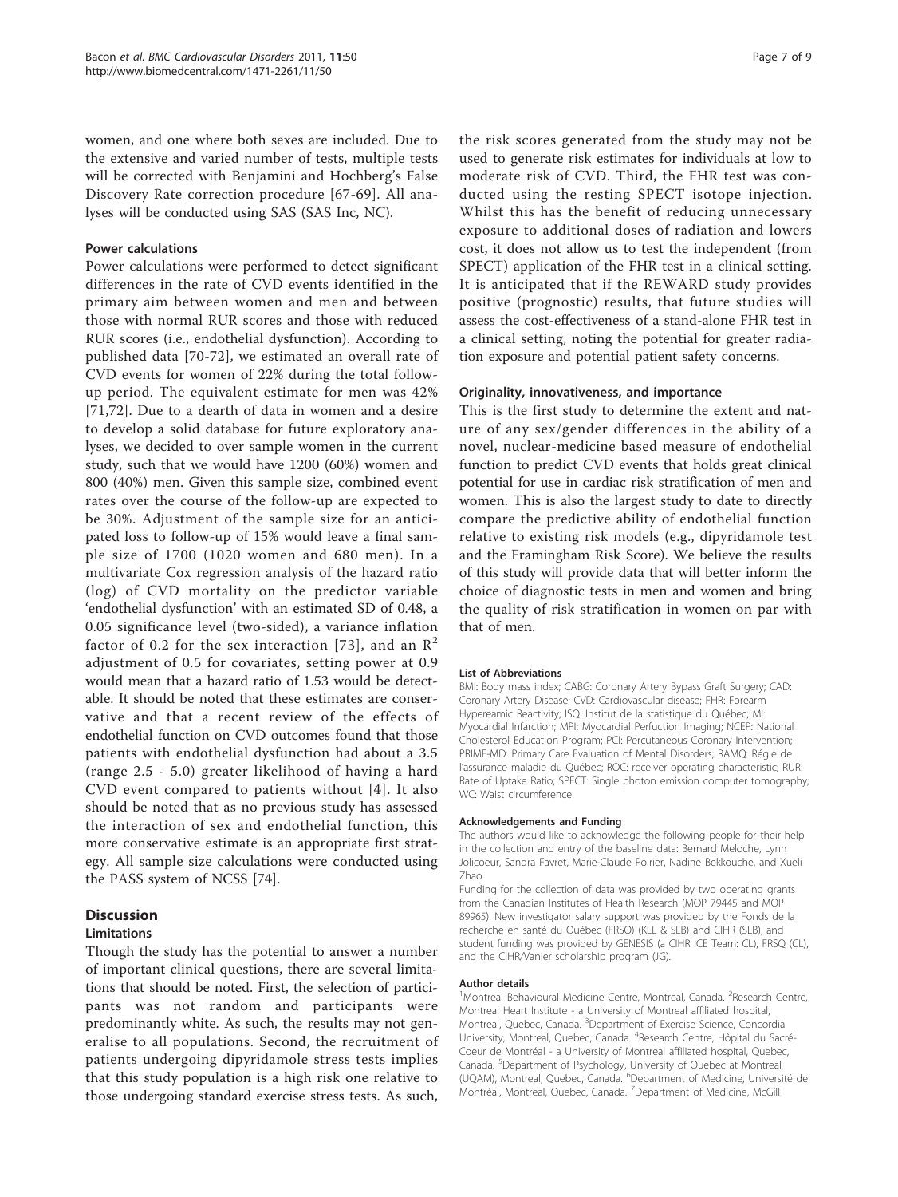women, and one where both sexes are included. Due to the extensive and varied number of tests, multiple tests will be corrected with Benjamini and Hochberg's False Discovery Rate correction procedure [67-69]. All analyses will be conducted using SAS (SAS Inc, NC).

#### Power calculations

Power calculations were performed to detect significant differences in the rate of CVD events identified in the primary aim between women and men and between those with normal RUR scores and those with reduced RUR scores (i.e., endothelial dysfunction). According to published data [70-72], we estimated an overall rate of CVD events for women of 22% during the total follow-up period. The equivalent estimate for men was 42% [71,72]. Due to a dearth of data in women and a desire to develop a solid database for future exploratory analyses, we decided to over sample women in the current study, such that we would have 1200 (60%) women and 800 (40%) men. Given this sample size, combined event rates over the course of the follow-up are expected to be 30%. Adjustment of the sample size for an anticipated loss to follow-up of 15% would leave a final sample size of 1700 (1020 women and 680 men). In a multivariate Cox regression analysis of the hazard ratio (log) of CVD mortality on the predictor variable 'endothelial dysfunction' with an estimated SD of 0.48, a 0.05 significance level (two-sided), a variance inflation factor of 0.2 for the sex interaction [73], and an $R^2$ adjustment of 0.5 for covariates, setting power at 0.9 would mean that a hazard ratio of 1.53 would be detectable. It should be noted that these estimates are conservative and that a recent review of the effects of endothelial function on CVD outcomes found that those patients with endothelial dysfunction had about a 3.5 (range 2.5 - 5.0) greater likelihood of having a hard CVD event compared to patients without [4]. It also should be noted that as no previous study has assessed the interaction of sex and endothelial function, this more conservative estimate is an appropriate first strategy. All sample size calculations were conducted using the PASS system of NCSS [74].

## Discussion

### Limitations

Though the study has the potential to answer a number of important clinical questions, there are several limitations that should be noted. First, the selection of participants was not random and participants were predominantly white. As such, the results may not generalise to all populations. Second, the recruitment of patients undergoing dipyridamole stress tests implies that this study population is a high risk one relative to those undergoing standard exercise stress tests. As such, the risk scores generated from the study may not be used to generate risk estimates for individuals at low to moderate risk of CVD. Third, the FHR test was conducted using the resting SPECT isotope injection. Whilst this has the benefit of reducing unnecessary exposure to additional doses of radiation and lowers cost, it does not allow us to test the independent (from SPECT) application of the FHR test in a clinical setting. It is anticipated that if the REWARD study provides positive (prognostic) results, that future studies will assess the cost-effectiveness of a stand-alone FHR test in a clinical setting, noting the potential for greater radiation exposure and potential patient safety concerns.

### Originality, innovativeness, and importance

This is the first study to determine the extent and nature of any sex/gender differences in the ability of a novel, nuclear-medicine based measure of endothelial function to predict CVD events that holds great clinical potential for use in cardiac risk stratification of men and women. This is also the largest study to date to directly compare the predictive ability of endothelial function relative to existing risk models (e.g., dipyridamole test and the Framingham Risk Score). We believe the results of this study will provide data that will better inform the choice of diagnostic tests in men and women and bring the quality of risk stratification in women on par with that of men.

#### List of Abbreviations

BMI: Body mass index; CABG: Coronary Artery Bypass Graft Surgery; CAD: Coronary Artery Disease; CVD: Cardiovascular disease; FHR: Forearm Hypereamic Reactivity; ISQ: Institut de la statistique du Québec; MI: Myocardial Infarction; MPI: Myocardial Perfuction Imaging; NCEP: National Cholesterol Education Program; PCI: Percutaneous Coronary Intervention; PRIME-MD: Primary Care Evaluation of Mental Disorders; RAMQ: Régie de l'assurance maladie du Québec; ROC: receiver operating characteristic; RUR: Rate of Uptake Ratio; SPECT: Single photon emission computer tomography; WC: Waist circumference.

#### Acknowledgements and Funding

The authors would like to acknowledge the following people for their help in the collection and entry of the baseline data: Bernard Meloche, Lynn Jolicoeur, Sandra Favret, Marie-Claude Poirier, Nadine Bekkouche, and Xueli Zhao.

Funding for the collection of data was provided by two operating grants from the Canadian Institutes of Health Research (MOP 79445 and MOP 89965). New investigator salary support was provided by the Fonds de la recherche en santé du Québec (FRSQ) (KLL & SLB) and CIHR (SLB), and student funding was provided by GENESIS (a CIHR ICE Team: CL), FRSQ (CL), and the CIHR/Vanier scholarship program (JG).

#### Author details

[1]Montreal Behavioural Medicine Centre, Montreal, Canada. [2]Research Centre, Montreal Heart Institute - a University of Montreal affiliated hospital, Montreal, Quebec, Canada. [3]Department of Exercise Science, Concordia University, Montreal, Quebec, Canada. [4]Research Centre, Hôpital du Sacré-Coeur de Montréal - a University of Montreal affiliated hospital, Quebec, Canada. [5]Department of Psychology, University of Quebec at Montreal (UQAM), Montreal, Quebec, Canada. [6]Department of Medicine, Université de Montréal, Montreal, Quebec, Canada. [7]Department of Medicine, McGill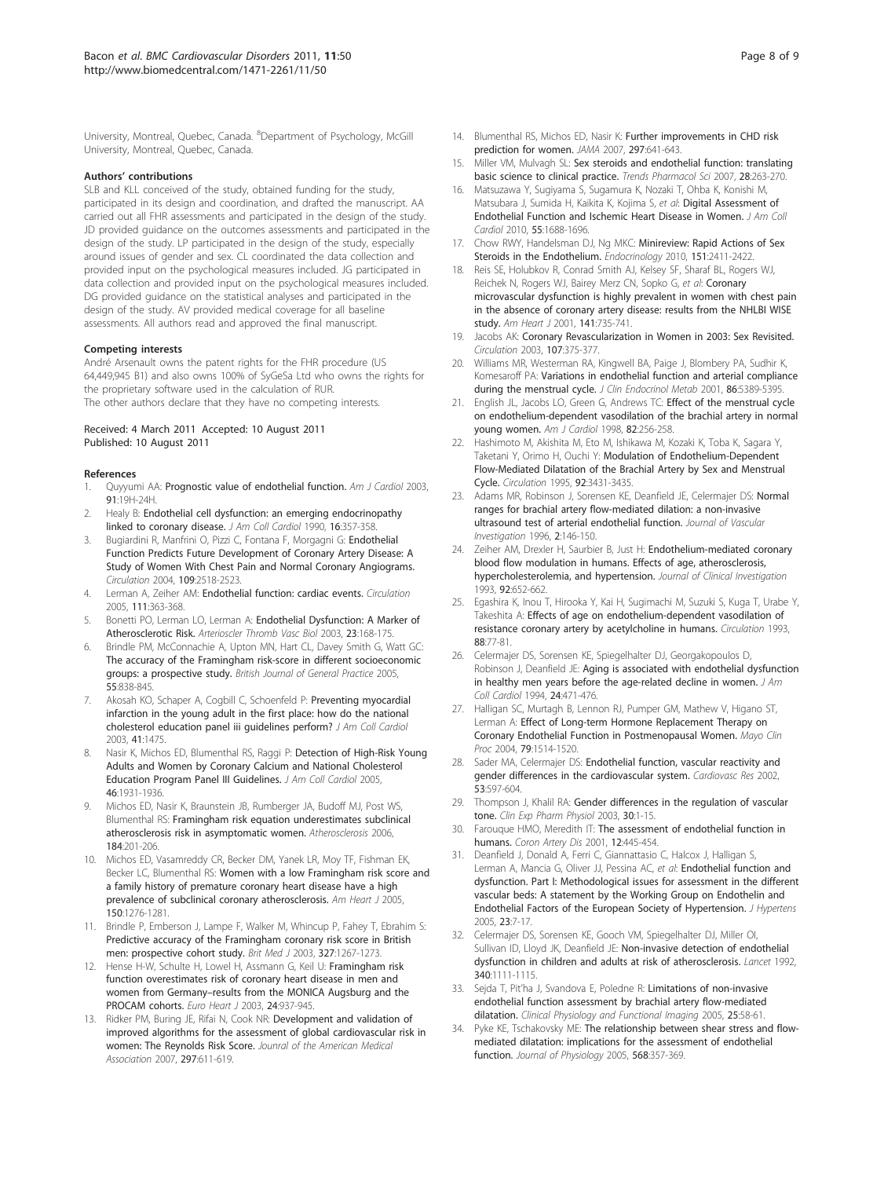University, Montreal, Quebec, Canada. [8]Department of Psychology, McGill University, Montreal, Quebec, Canada.

#### Authors' contributions

SLB and KLL conceived of the study, obtained funding for the study, participated in its design and coordination, and drafted the manuscript. AA carried out all FHR assessments and participated in the design of the study. JD provided guidance on the outcomes assessments and participated in the design of the study. LP participated in the design of the study, especially around issues of gender and sex. CL coordinated the data collection and provided input on the psychological measures included. JG participated in data collection and provided input on the psychological measures included. DG provided guidance on the statistical analyses and participated in the design of the study. AV provided medical coverage for all baseline assessments. All authors read and approved the final manuscript.

#### Competing interests

André Arsenault owns the patent rights for the FHR procedure (US 64,449,945 B1) and also owns 100% of SyGeSa Ltd who owns the rights for the proprietary software used in the calculation of RUR.
The other authors declare that they have no competing interests.

Received: 4 March 2011 Accepted: 10 August 2011
Published: 10 August 2011

#### References

1. Quyyumi AA: **Prognostic value of endothelial function.** *Am J Cardiol* 2003, **91**:19H-24H.
2. Healy B: **Endothelial cell dysfunction: an emerging endocrinopathy linked to coronary disease.** *J Am Coll Cardiol* 1990, **16**:357-358.
3. Bugiardini R, Manfrini O, Pizzi C, Fontana F, Morgagni G: **Endothelial Function Predicts Future Development of Coronary Artery Disease: A Study of Women With Chest Pain and Normal Coronary Angiograms.** *Circulation* 2004, **109**:2518-2523.
4. Lerman A, Zeiher AM: **Endothelial function: cardiac events.** *Circulation* 2005, **111**:363-368.
5. Bonetti PO, Lerman LO, Lerman A: **Endothelial Dysfunction: A Marker of Atherosclerotic Risk.** *Arterioscler Thromb Vasc Biol* 2003, **23**:168-175.
6. Brindle PM, McConnachie A, Upton MN, Hart CL, Davey Smith G, Watt GC: **The accuracy of the Framingham risk-score in different socioeconomic groups: a prospective study.** *British Journal of General Practice* 2005, **55**:838-845.
7. Akosah KO, Schaper A, Cogbill C, Schoenfeld P: **Preventing myocardial infarction in the young adult in the first place: how do the national cholesterol education panel iii guidelines perform?** *J Am Coll Cardiol* 2003, **41**:1475.
8. Nasir K, Michos ED, Blumenthal RS, Raggi P: **Detection of High-Risk Young Adults and Women by Coronary Calcium and National Cholesterol Education Program Panel III Guidelines.** *J Am Coll Cardiol* 2005, **46**:1931-1936.
9. Michos ED, Nasir K, Braunstein JB, Rumberger JA, Budoff MJ, Post WS, Blumenthal RS: **Framingham risk equation underestimates subclinical atherosclerosis risk in asymptomatic women.** *Atherosclerosis* 2006, **184**:201-206.
10. Michos ED, Vasamreddy CR, Becker DM, Yanek LR, Moy TF, Fishman EK, Becker LC, Blumenthal RS: **Women with a low Framingham risk score and a family history of premature coronary heart disease have a high prevalence of subclinical coronary atherosclerosis.** *Am Heart J* 2005, **150**:1276-1281.
11. Brindle P, Emberson J, Lampe F, Walker M, Whincup P, Fahey T, Ebrahim S: **Predictive accuracy of the Framingham coronary risk score in British men: prospective cohort study.** *Brit Med J* 2003, **327**:1267-1273.
12. Hense H-W, Schulte H, Lowel H, Assmann G, Keil U: **Framingham risk function overestimates risk of coronary heart disease in men and women from Germany–results from the MONICA Augsburg and the PROCAM cohorts.** *Euro Heart J* 2003, **24**:937-945.
13. Ridker PM, Buring JE, Rifai N, Cook NR: **Development and validation of improved algorithms for the assessment of global cardiovascular risk in women: The Reynolds Risk Score.** *Jounral of the American Medical Association* 2007, **297**:611-619.
14. Blumenthal RS, Michos ED, Nasir K: **Further improvements in CHD risk prediction for women.** *JAMA* 2007, **297**:641-643.
15. Miller VM, Mulvagh SL: **Sex steroids and endothelial function: translating basic science to clinical practice.** *Trends Pharmacol Sci* 2007, **28**:263-270.
16. Matsuzawa Y, Sugiyama S, Sugamura K, Nozaki T, Ohba K, Konishi M, Matsubara J, Sumida H, Kaikita K, Kojima S, *et al*: **Digital Assessment of Endothelial Function and Ischemic Heart Disease in Women.** *J Am Coll Cardiol* 2010, **55**:1688-1696.
17. Chow RWY, Handelsman DJ, Ng MKC: **Minireview: Rapid Actions of Sex Steroids in the Endothelium.** *Endocrinology* 2010, **151**:2411-2422.
18. Reis SE, Holubkov R, Conrad Smith AJ, Kelsey SF, Sharaf BL, Rogers WJ, Reichek N, Rogers WJ, Bairey Merz CN, Sopko G, *et al*: **Coronary microvascular dysfunction is highly prevalent in women with chest pain in the absence of coronary artery disease: results from the NHLBI WISE study.** *Am Heart J* 2001, **141**:735-741.
19. Jacobs AK: **Coronary Revascularization in Women in 2003: Sex Revisited.** *Circulation* 2003, **107**:375-377.
20. Williams MR, Westerman RA, Kingwell BA, Paige J, Blombery PA, Sudhir K, Komesaroff PA: **Variations in endothelial function and arterial compliance during the menstrual cycle.** *J Clin Endocrinol Metab* 2001, **86**:5389-5395.
21. English JL, Jacobs LO, Green G, Andrews TC: **Effect of the menstrual cycle on endothelium-dependent vasodilation of the brachial artery in normal young women.** *Am J Cardiol* 1998, **82**:256-258.
22. Hashimoto M, Akishita M, Eto M, Ishikawa M, Kozaki K, Toba K, Sagara Y, Taketani Y, Orimo H, Ouchi Y: **Modulation of Endothelium-Dependent Flow-Mediated Dilatation of the Brachial Artery by Sex and Menstrual Cycle.** *Circulation* 1995, **92**:3431-3435.
23. Adams MR, Robinson J, Sorensen KE, Deanfield JE, Celermajer DS: **Normal ranges for brachial artery flow-mediated dilation: a non-invasive ultrasound test of arterial endothelial function.** *Journal of Vascular Investigation* 1996, **2**:146-150.
24. Zeiher AM, Drexler H, Saurbier B, Just H: **Endothelium-mediated coronary blood flow modulation in humans. Effects of age, atherosclerosis, hypercholesterolemia, and hypertension.** *Journal of Clinical Investigation* 1993, **92**:652-662.
25. Egashira K, Inou T, Hirooka Y, Kai H, Sugimachi M, Suzuki S, Kuga T, Urabe Y, Takeshita A: **Effects of age on endothelium-dependent vasodilation of resistance coronary artery by acetylcholine in humans.** *Circulation* 1993, **88**:77-81.
26. Celermajer DS, Sorensen KE, Spiegelhalter DJ, Georgakopoulos D, Robinson J, Deanfield JE: **Aging is associated with endothelial dysfunction in healthy men years before the age-related decline in women.** *J Am Coll Cardiol* 1994, **24**:471-476.
27. Halligan SC, Murtagh B, Lennon RJ, Pumper GM, Mathew V, Higano ST, Lerman A: **Effect of Long-term Hormone Replacement Therapy on Coronary Endothelial Function in Postmenopausal Women.** *Mayo Clin Proc* 2004, **79**:1514-1520.
28. Sader MA, Celermajer DS: **Endothelial function, vascular reactivity and gender differences in the cardiovascular system.** *Cardiovasc Res* 2002, **53**:597-604.
29. Thompson J, Khalil RA: **Gender differences in the regulation of vascular tone.** *Clin Exp Pharm Physiol* 2003, **30**:1-15.
30. Farouque HMO, Meredith IT: **The assessment of endothelial function in humans.** *Coron Artery Dis* 2001, **12**:445-454.
31. Deanfield J, Donald A, Ferri C, Giannattasio C, Halcox J, Halligan S, Lerman A, Mancia G, Oliver JJ, Pessina AC, *et al*: **Endothelial function and dysfunction. Part I: Methodological issues for assessment in the different vascular beds: A statement by the Working Group on Endothelin and Endothelial Factors of the European Society of Hypertension.** *J Hypertens* 2005, **23**:7-17.
32. Celermajer DS, Sorensen KE, Gooch VM, Spiegelhalter DJ, Miller OI, Sullivan ID, Lloyd JK, Deanfield JE: **Non-invasive detection of endothelial dysfunction in children and adults at risk of atherosclerosis.** *Lancet* 1992, **340**:1111-1115.
33. Sejda T, Pit'ha J, Svandova E, Poledne R: **Limitations of non-invasive endothelial function assessment by brachial artery flow-mediated dilatation.** *Clinical Physiology and Functional Imaging* 2005, **25**:58-61.
34. Pyke KE, Tschakovsky ME: **The relationship between shear stress and flow-mediated dilatation: implications for the assessment of endothelial function.** *Journal of Physiology* 2005, **568**:357-369.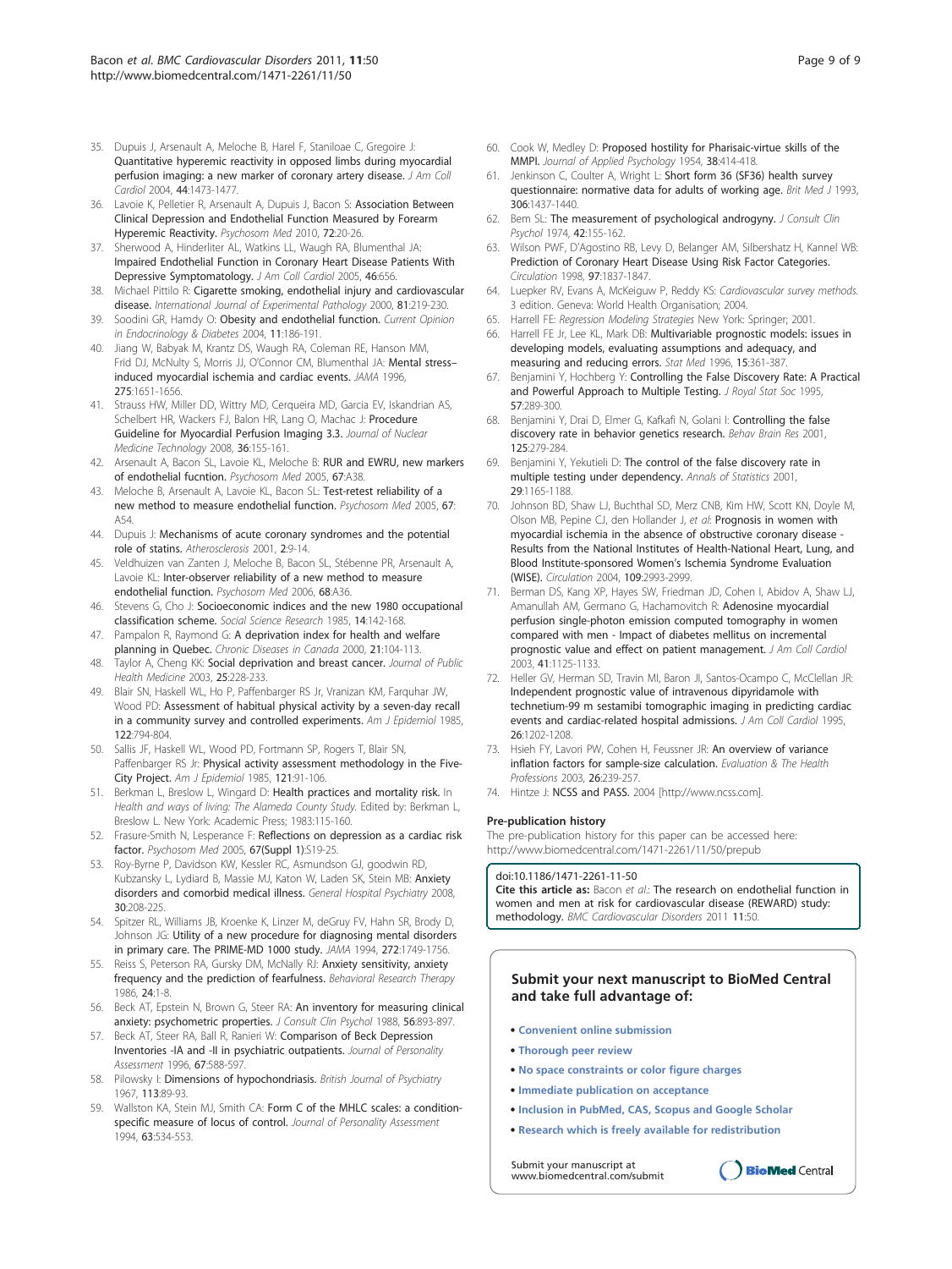35. Dupuis J, Arsenault A, Meloche B, Harel F, Staniloae C, Gregoire J: **Quantitative hyperemic reactivity in opposed limbs during myocardial perfusion imaging: a new marker of coronary artery disease.** *J Am Coll Cardiol* 2004, **44**:1473-1477.
36. Lavoie K, Pelletier R, Arsenault A, Dupuis J, Bacon S: **Association Between Clinical Depression and Endothelial Function Measured by Forearm Hyperemic Reactivity.** *Psychosom Med* 2010, **72**:20-26.
37. Sherwood A, Hinderliter AL, Watkins LL, Waugh RA, Blumenthal JA: **Impaired Endothelial Function in Coronary Heart Disease Patients With Depressive Symptomatology.** *J Am Coll Cardiol* 2005, **46**:656.
38. Michael Pittilo R: **Cigarette smoking, endothelial injury and cardiovascular disease.** *International Journal of Experimental Pathology* 2000, **81**:219-230.
39. Soodini GR, Hamdy O: **Obesity and endothelial function.** *Current Opinion in Endocrinology & Diabetes* 2004, **11**:186-191.
40. Jiang W, Babyak M, Krantz DS, Waugh RA, Coleman RE, Hanson MM, Frid DJ, McNulty S, Morris JJ, O'Connor CM, Blumenthal JA: **Mental stress–induced myocardial ischemia and cardiac events.** *JAMA* 1996, **275**:1651-1656.
41. Strauss HW, Miller DD, Wittry MD, Cerqueira MD, Garcia EV, Iskandrian AS, Schelbert HR, Wackers FJ, Balon HR, Lang O, Machac J: **Procedure Guideline for Myocardial Perfusion Imaging 3.3.** *Journal of Nuclear Medicine Technology* 2008, **36**:155-161.
42. Arsenault A, Bacon SL, Lavoie KL, Meloche B: **RUR and EWRU, new markers of endothelial fucntion.** *Psychosom Med* 2005, **67**:A38.
43. Meloche B, Arsenault A, Lavoie KL, Bacon SL: **Test-retest reliability of a new method to measure endothelial function.** *Psychosom Med* 2005, **67**: A54.
44. Dupuis J: **Mechanisms of acute coronary syndromes and the potential role of statins.** *Atherosclerosis* 2001, **2**:9-14.
45. Veldhuizen van Zanten J, Meloche B, Bacon SL, Stébenne PR, Arsenault A, Lavoie KL: **Inter-observer reliability of a new method to measure endothelial function.** *Psychosom Med* 2006, **68**:A36.
46. Stevens G, Cho J: **Socioeconomic indices and the new 1980 occupational classification scheme.** *Social Science Research* 1985, **14**:142-168.
47. Pampalon R, Raymond G: **A deprivation index for health and welfare planning in Quebec.** *Chronic Diseases in Canada* 2000, **21**:104-113.
48. Taylor A, Cheng KK: **Social deprivation and breast cancer.** *Journal of Public Health Medicine* 2003, **25**:228-233.
49. Blair SN, Haskell WL, Ho P, Paffenbarger RS Jr, Vranizan KM, Farquhar JW, Wood PD: **Assessment of habitual physical activity by a seven-day recall in a community survey and controlled experiments.** *Am J Epidemiol* 1985, **122**:794-804.
50. Sallis JF, Haskell WL, Wood PD, Fortmann SP, Rogers T, Blair SN, Paffenbarger RS Jr: **Physical activity assessment methodology in the Five-City Project.** *Am J Epidemiol* 1985, **121**:91-106.
51. Berkman L, Breslow L, Wingard D: **Health practices and mortality risk.** In *Health and ways of living: The Alameda County Study.* Edited by: Berkman L, Breslow L. New York: Academic Press; 1983:115-160.
52. Frasure-Smith N, Lesperance F: **Reflections on depression as a cardiac risk factor.** *Psychosom Med* 2005, **67(Suppl 1)**:S19-25.
53. Roy-Byrne P, Davidson KW, Kessler RC, Asmundson GJ, goodwin RD, Kubzansky L, Lydiard B, Massie MJ, Katon W, Laden SK, Stein MB: **Anxiety disorders and comorbid medical illness.** *General Hospital Psychiatry* 2008, **30**:208-225.
54. Spitzer RL, Williams JB, Kroenke K, Linzer M, deGruy FV, Hahn SR, Brody D, Johnson JG: **Utility of a new procedure for diagnosing mental disorders in primary care. The PRIME-MD 1000 study.** *JAMA* 1994, **272**:1749-1756.
55. Reiss S, Peterson RA, Gursky DM, McNally RJ: **Anxiety sensitivity, anxiety frequency and the prediction of fearfulness.** *Behavioral Research Therapy* 1986, **24**:1-8.
56. Beck AT, Epstein N, Brown G, Steer RA: **An inventory for measuring clinical anxiety: psychometric properties.** *J Consult Clin Psychol* 1988, **56**:893-897.
57. Beck AT, Steer RA, Ball R, Ranieri W: **Comparison of Beck Depression Inventories -IA and -II in psychiatric outpatients.** *Journal of Personality Assessment* 1996, **67**:588-597.
58. Pilowsky I: **Dimensions of hypochondriasis.** *British Journal of Psychiatry* 1967, **113**:89-93.
59. Wallston KA, Stein MJ, Smith CA: **Form C of the MHLC scales: a condition-specific measure of locus of control.** *Journal of Personality Assessment* 1994, **63**:534-553.
60. Cook W, Medley D: **Proposed hostility for Pharisaic-virtue skills of the MMPI.** *Journal of Applied Psychology* 1954, **38**:414-418.
61. Jenkinson C, Coulter A, Wright L: **Short form 36 (SF36) health survey questionnaire: normative data for adults of working age.** *Brit Med J* 1993, **306**:1437-1440.
62. Bem SL: **The measurement of psychological androgyny.** *J Consult Clin Psychol* 1974, **42**:155-162.
63. Wilson PWF, D'Agostino RB, Levy D, Belanger AM, Silbershatz H, Kannel WB: **Prediction of Coronary Heart Disease Using Risk Factor Categories.** *Circulation* 1998, **97**:1837-1847.
64. Luepker RV, Evans A, McKeiguw P, Reddy KS: *Cardiovascular survey methods.* 3 edition. Geneva: World Health Organisation; 2004.
65. Harrell FE: *Regression Modeling Strategies* New York: Springer; 2001.
66. Harrell FE Jr, Lee KL, Mark DB: **Multivariable prognostic models: issues in developing models, evaluating assumptions and adequacy, and measuring and reducing errors.** *Stat Med* 1996, **15**:361-387.
67. Benjamini Y, Hochberg Y: **Controlling the False Discovery Rate: A Practical and Powerful Approach to Multiple Testing.** *J Royal Stat Soc* 1995, **57**:289-300.
68. Benjamini Y, Drai D, Elmer G, Kafkafi N, Golani I: **Controlling the false discovery rate in behavior genetics research.** *Behav Brain Res* 2001, **125**:279-284.
69. Benjamini Y, Yekutieli D: **The control of the false discovery rate in multiple testing under dependency.** *Annals of Statistics* 2001, **29**:1165-1188.
70. Johnson BD, Shaw LJ, Buchthal SD, Merz CNB, Kim HW, Scott KN, Doyle M, Olson MB, Pepine CJ, den Hollander J, *et al*: **Prognosis in women with myocardial ischemia in the absence of obstructive coronary disease - Results from the National Institutes of Health-National Heart, Lung, and Blood Institute-sponsored Women's Ischemia Syndrome Evaluation (WISE).** *Circulation* 2004, **109**:2993-2999.
71. Berman DS, Kang XP, Hayes SW, Friedman JD, Cohen I, Abidov A, Shaw LJ, Amanullah AM, Germano G, Hachamovitch R: **Adenosine myocardial perfusion single-photon emission computed tomography in women compared with men - Impact of diabetes mellitus on incremental prognostic value and effect on patient management.** *J Am Coll Cardiol* 2003, **41**:1125-1133.
72. Heller GV, Herman SD, Travin MI, Baron JI, Santos-Ocampo C, McClellan JR: **Independent prognostic value of intravenous dipyridamole with technetium-99 m sestamibi tomographic imaging in predicting cardiac events and cardiac-related hospital admissions.** *J Am Coll Cardiol* 1995, **26**:1202-1208.
73. Hsieh FY, Lavori PW, Cohen H, Feussner JR: **An overview of variance inflation factors for sample-size calculation.** *Evaluation & The Health Professions* 2003, **26**:239-257.
74. Hintze J: **NCSS and PASS.** 2004 [http://www.ncss.com].

### Pre-publication history

The pre-publication history for this paper can be accessed here:
http://www.biomedcentral.com/1471-2261/11/50/prepub

doi:10.1186/1471-2261-11-50
**Cite this article as:** Bacon *et al.*: The research on endothelial function in women and men at risk for cardiovascular disease (REWARD) study: methodology. *BMC Cardiovascular Disorders* 2011 **11**:50.

**Submit your next manuscript to BioMed Central and take full advantage of:**

- **Convenient online submission**
- **Thorough peer review**
- **No space constraints or color figure charges**
- **Immediate publication on acceptance**
- **Inclusion in PubMed, CAS, Scopus and Google Scholar**
- **Research which is freely available for redistribution**

Submit your manuscript at
www.biomedcentral.com/submit